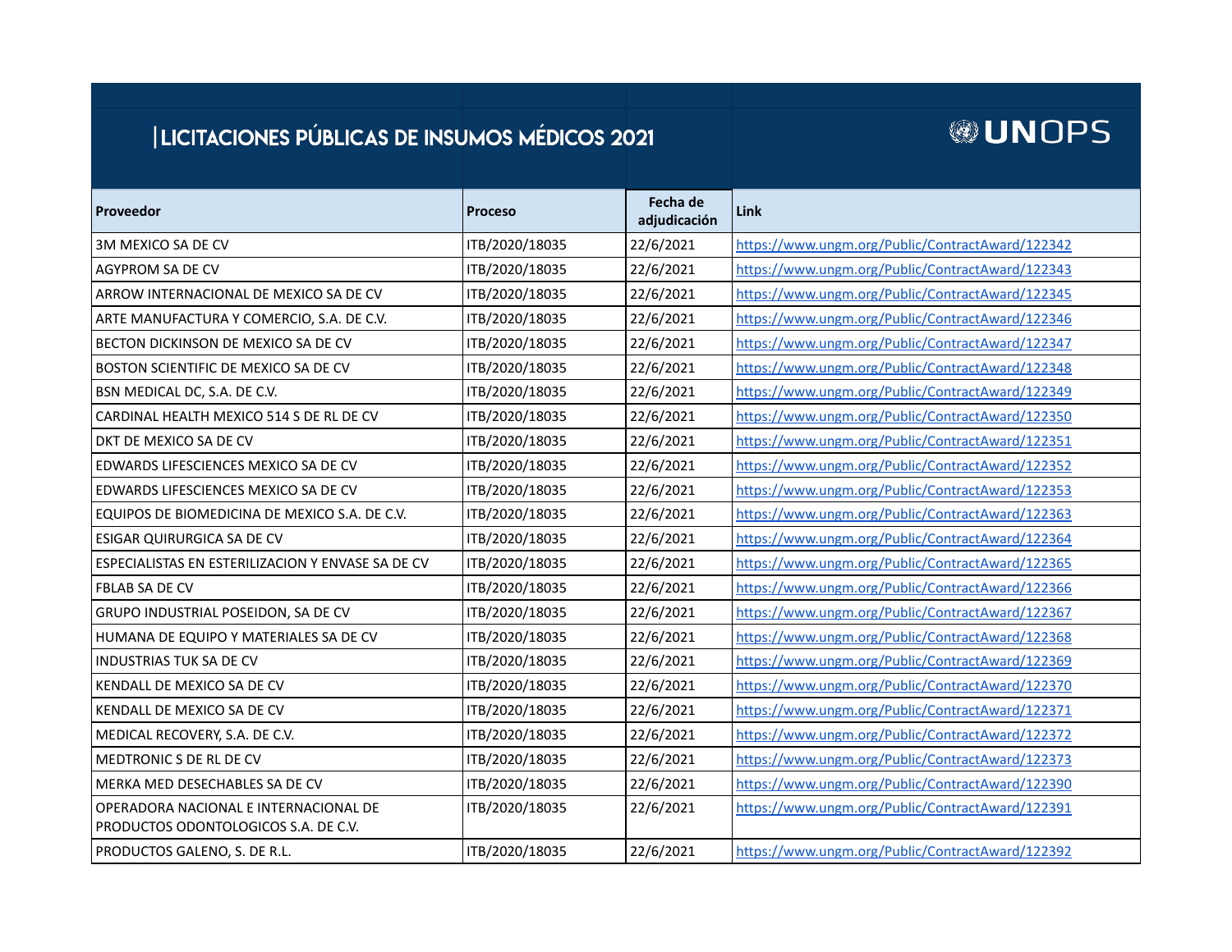# LICITACIONES PÚBLICAS DE INSUMOS MÉDICOS 2021

UNOPS

| Proveedor | Proceso | Fecha de adjudicación | Link |
|---|---|---|---|
| 3M MEXICO SA DE CV | ITB/2020/18035 | 22/6/2021 | https://www.ungm.org/Public/ContractAward/122342 |
| AGYPROM SA DE CV | ITB/2020/18035 | 22/6/2021 | https://www.ungm.org/Public/ContractAward/122343 |
| ARROW INTERNACIONAL DE MEXICO SA DE CV | ITB/2020/18035 | 22/6/2021 | https://www.ungm.org/Public/ContractAward/122345 |
| ARTE MANUFACTURA Y COMERCIO, S.A. DE C.V. | ITB/2020/18035 | 22/6/2021 | https://www.ungm.org/Public/ContractAward/122346 |
| BECTON DICKINSON DE MEXICO SA DE CV | ITB/2020/18035 | 22/6/2021 | https://www.ungm.org/Public/ContractAward/122347 |
| BOSTON SCIENTIFIC DE MEXICO SA DE CV | ITB/2020/18035 | 22/6/2021 | https://www.ungm.org/Public/ContractAward/122348 |
| BSN MEDICAL DC, S.A. DE C.V. | ITB/2020/18035 | 22/6/2021 | https://www.ungm.org/Public/ContractAward/122349 |
| CARDINAL HEALTH MEXICO 514 S DE RL DE CV | ITB/2020/18035 | 22/6/2021 | https://www.ungm.org/Public/ContractAward/122350 |
| DKT DE MEXICO SA DE CV | ITB/2020/18035 | 22/6/2021 | https://www.ungm.org/Public/ContractAward/122351 |
| EDWARDS LIFESCIENCES MEXICO SA DE CV | ITB/2020/18035 | 22/6/2021 | https://www.ungm.org/Public/ContractAward/122352 |
| EDWARDS LIFESCIENCES MEXICO SA DE CV | ITB/2020/18035 | 22/6/2021 | https://www.ungm.org/Public/ContractAward/122353 |
| EQUIPOS DE BIOMEDICINA DE MEXICO S.A. DE C.V. | ITB/2020/18035 | 22/6/2021 | https://www.ungm.org/Public/ContractAward/122363 |
| ESIGAR QUIRURGICA SA DE CV | ITB/2020/18035 | 22/6/2021 | https://www.ungm.org/Public/ContractAward/122364 |
| ESPECIALISTAS EN ESTERILIZACION Y ENVASE SA DE CV | ITB/2020/18035 | 22/6/2021 | https://www.ungm.org/Public/ContractAward/122365 |
| FBLAB SA DE CV | ITB/2020/18035 | 22/6/2021 | https://www.ungm.org/Public/ContractAward/122366 |
| GRUPO INDUSTRIAL POSEIDON, SA DE CV | ITB/2020/18035 | 22/6/2021 | https://www.ungm.org/Public/ContractAward/122367 |
| HUMANA DE EQUIPO Y MATERIALES SA DE CV | ITB/2020/18035 | 22/6/2021 | https://www.ungm.org/Public/ContractAward/122368 |
| INDUSTRIAS TUK SA DE CV | ITB/2020/18035 | 22/6/2021 | https://www.ungm.org/Public/ContractAward/122369 |
| KENDALL DE MEXICO SA DE CV | ITB/2020/18035 | 22/6/2021 | https://www.ungm.org/Public/ContractAward/122370 |
| KENDALL DE MEXICO SA DE CV | ITB/2020/18035 | 22/6/2021 | https://www.ungm.org/Public/ContractAward/122371 |
| MEDICAL RECOVERY, S.A. DE C.V. | ITB/2020/18035 | 22/6/2021 | https://www.ungm.org/Public/ContractAward/122372 |
| MEDTRONIC S DE RL DE CV | ITB/2020/18035 | 22/6/2021 | https://www.ungm.org/Public/ContractAward/122373 |
| MERKA MED DESECHABLES SA DE CV | ITB/2020/18035 | 22/6/2021 | https://www.ungm.org/Public/ContractAward/122390 |
| OPERADORA NACIONAL E INTERNACIONAL DE PRODUCTOS ODONTOLOGICOS S.A. DE C.V. | ITB/2020/18035 | 22/6/2021 | https://www.ungm.org/Public/ContractAward/122391 |
| PRODUCTOS GALENO, S. DE R.L. | ITB/2020/18035 | 22/6/2021 | https://www.ungm.org/Public/ContractAward/122392 |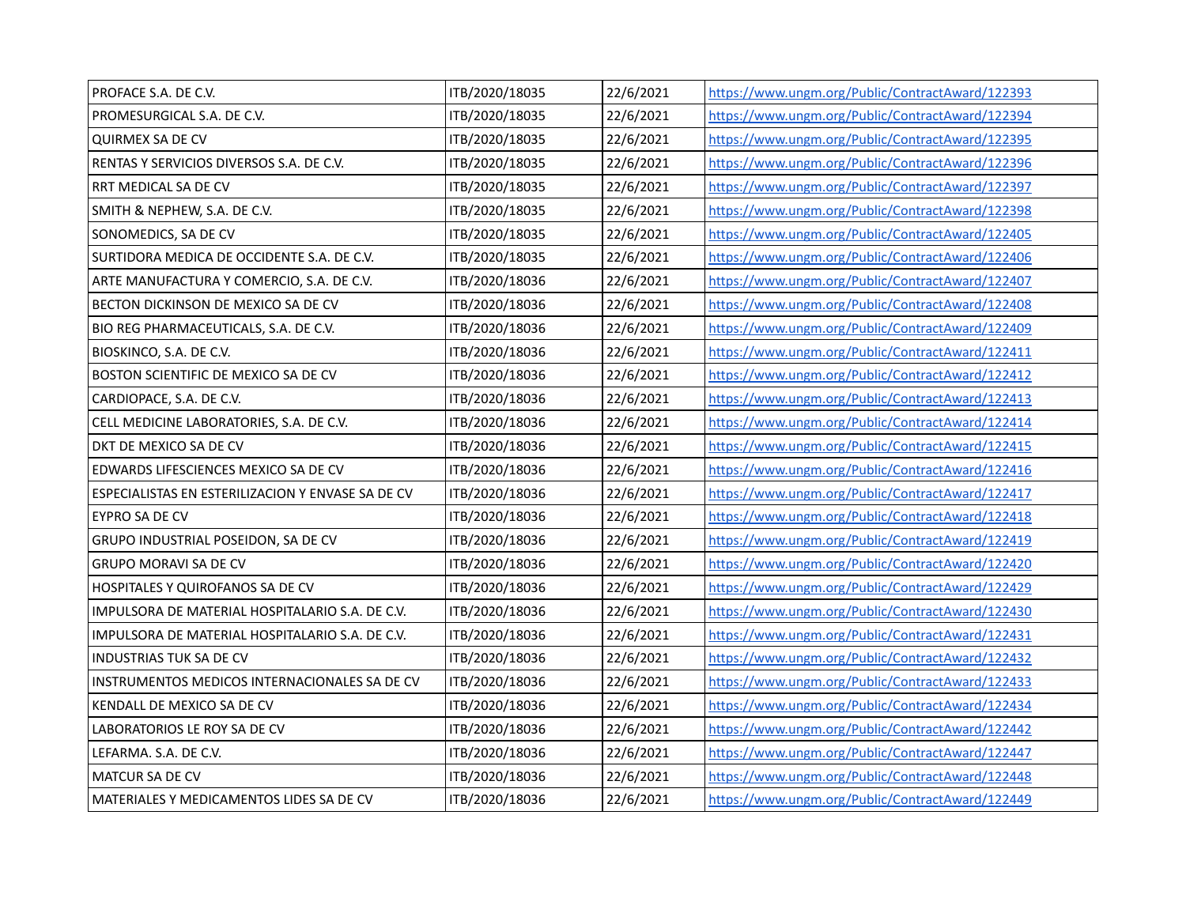| PROFACE S.A. DE C.V. | ITB/2020/18035 | 22/6/2021 | https://www.ungm.org/Public/ContractAward/122393 |
|---|---|---|---|
| PROMESURGICAL S.A. DE C.V. | ITB/2020/18035 | 22/6/2021 | https://www.ungm.org/Public/ContractAward/122394 |
| QUIRMEX SA DE CV | ITB/2020/18035 | 22/6/2021 | https://www.ungm.org/Public/ContractAward/122395 |
| RENTAS Y SERVICIOS DIVERSOS S.A. DE C.V. | ITB/2020/18035 | 22/6/2021 | https://www.ungm.org/Public/ContractAward/122396 |
| RRT MEDICAL SA DE CV | ITB/2020/18035 | 22/6/2021 | https://www.ungm.org/Public/ContractAward/122397 |
| SMITH & NEPHEW, S.A. DE C.V. | ITB/2020/18035 | 22/6/2021 | https://www.ungm.org/Public/ContractAward/122398 |
| SONOMEDICS, SA DE CV | ITB/2020/18035 | 22/6/2021 | https://www.ungm.org/Public/ContractAward/122405 |
| SURTIDORA MEDICA DE OCCIDENTE S.A. DE C.V. | ITB/2020/18035 | 22/6/2021 | https://www.ungm.org/Public/ContractAward/122406 |
| ARTE MANUFACTURA Y COMERCIO, S.A. DE C.V. | ITB/2020/18036 | 22/6/2021 | https://www.ungm.org/Public/ContractAward/122407 |
| BECTON DICKINSON DE MEXICO SA DE CV | ITB/2020/18036 | 22/6/2021 | https://www.ungm.org/Public/ContractAward/122408 |
| BIO REG PHARMACEUTICALS, S.A. DE C.V. | ITB/2020/18036 | 22/6/2021 | https://www.ungm.org/Public/ContractAward/122409 |
| BIOSKINCO, S.A. DE C.V. | ITB/2020/18036 | 22/6/2021 | https://www.ungm.org/Public/ContractAward/122411 |
| BOSTON SCIENTIFIC DE MEXICO SA DE CV | ITB/2020/18036 | 22/6/2021 | https://www.ungm.org/Public/ContractAward/122412 |
| CARDIOPACE, S.A. DE C.V. | ITB/2020/18036 | 22/6/2021 | https://www.ungm.org/Public/ContractAward/122413 |
| CELL MEDICINE LABORATORIES, S.A. DE C.V. | ITB/2020/18036 | 22/6/2021 | https://www.ungm.org/Public/ContractAward/122414 |
| DKT DE MEXICO SA DE CV | ITB/2020/18036 | 22/6/2021 | https://www.ungm.org/Public/ContractAward/122415 |
| EDWARDS LIFESCIENCES MEXICO SA DE CV | ITB/2020/18036 | 22/6/2021 | https://www.ungm.org/Public/ContractAward/122416 |
| ESPECIALISTAS EN ESTERILIZACION Y ENVASE SA DE CV | ITB/2020/18036 | 22/6/2021 | https://www.ungm.org/Public/ContractAward/122417 |
| EYPRO SA DE CV | ITB/2020/18036 | 22/6/2021 | https://www.ungm.org/Public/ContractAward/122418 |
| GRUPO INDUSTRIAL POSEIDON, SA DE CV | ITB/2020/18036 | 22/6/2021 | https://www.ungm.org/Public/ContractAward/122419 |
| GRUPO MORAVI SA DE CV | ITB/2020/18036 | 22/6/2021 | https://www.ungm.org/Public/ContractAward/122420 |
| HOSPITALES Y QUIROFANOS SA DE CV | ITB/2020/18036 | 22/6/2021 | https://www.ungm.org/Public/ContractAward/122429 |
| IMPULSORA DE MATERIAL HOSPITALARIO S.A. DE C.V. | ITB/2020/18036 | 22/6/2021 | https://www.ungm.org/Public/ContractAward/122430 |
| IMPULSORA DE MATERIAL HOSPITALARIO S.A. DE C.V. | ITB/2020/18036 | 22/6/2021 | https://www.ungm.org/Public/ContractAward/122431 |
| INDUSTRIAS TUK SA DE CV | ITB/2020/18036 | 22/6/2021 | https://www.ungm.org/Public/ContractAward/122432 |
| INSTRUMENTOS MEDICOS INTERNACIONALES SA DE CV | ITB/2020/18036 | 22/6/2021 | https://www.ungm.org/Public/ContractAward/122433 |
| KENDALL DE MEXICO SA DE CV | ITB/2020/18036 | 22/6/2021 | https://www.ungm.org/Public/ContractAward/122434 |
| LABORATORIOS LE ROY SA DE CV | ITB/2020/18036 | 22/6/2021 | https://www.ungm.org/Public/ContractAward/122442 |
| LEFARMA. S.A. DE C.V. | ITB/2020/18036 | 22/6/2021 | https://www.ungm.org/Public/ContractAward/122447 |
| MATCUR SA DE CV | ITB/2020/18036 | 22/6/2021 | https://www.ungm.org/Public/ContractAward/122448 |
| MATERIALES Y MEDICAMENTOS LIDES SA DE CV | ITB/2020/18036 | 22/6/2021 | https://www.ungm.org/Public/ContractAward/122449 |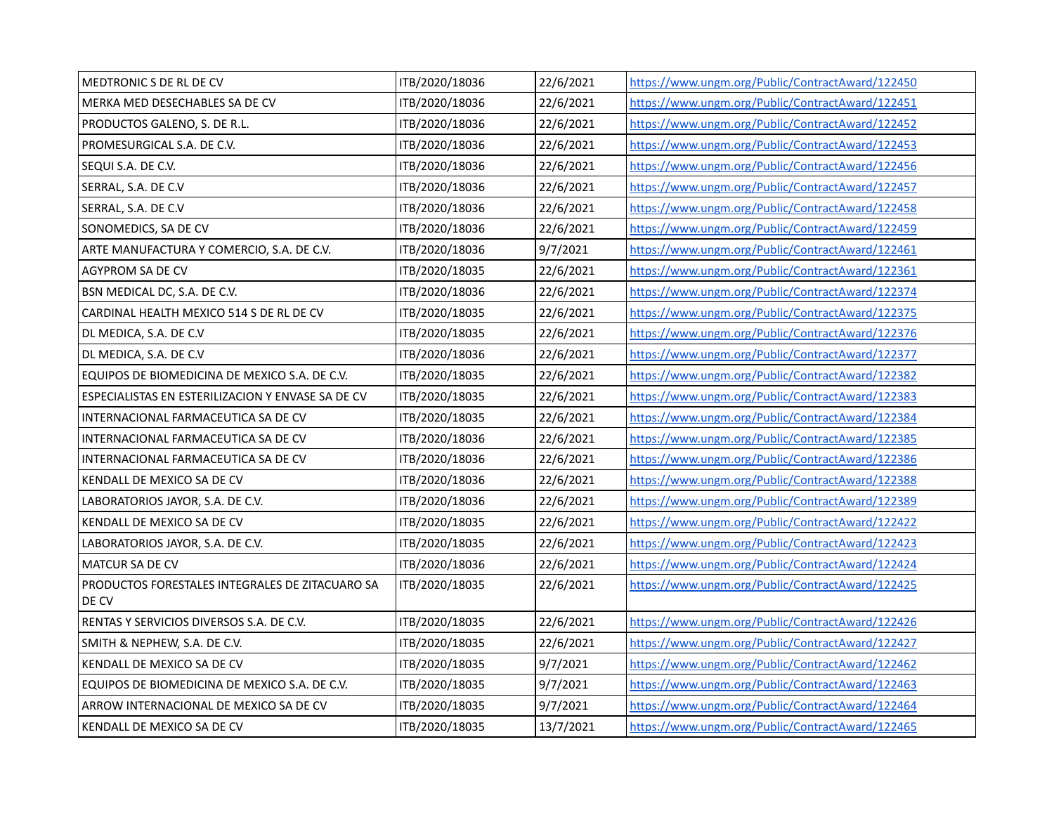| | | | |
|---|---|---|---|
| MEDTRONIC S DE RL DE CV | ITB/2020/18036 | 22/6/2021 | https://www.ungm.org/Public/ContractAward/122450 |
| MERKA MED DESECHABLES SA DE CV | ITB/2020/18036 | 22/6/2021 | https://www.ungm.org/Public/ContractAward/122451 |
| PRODUCTOS GALENO, S. DE R.L. | ITB/2020/18036 | 22/6/2021 | https://www.ungm.org/Public/ContractAward/122452 |
| PROMESURGICAL S.A. DE C.V. | ITB/2020/18036 | 22/6/2021 | https://www.ungm.org/Public/ContractAward/122453 |
| SEQUI S.A. DE C.V. | ITB/2020/18036 | 22/6/2021 | https://www.ungm.org/Public/ContractAward/122456 |
| SERRAL, S.A. DE C.V | ITB/2020/18036 | 22/6/2021 | https://www.ungm.org/Public/ContractAward/122457 |
| SERRAL, S.A. DE C.V | ITB/2020/18036 | 22/6/2021 | https://www.ungm.org/Public/ContractAward/122458 |
| SONOMEDICS, SA DE CV | ITB/2020/18036 | 22/6/2021 | https://www.ungm.org/Public/ContractAward/122459 |
| ARTE MANUFACTURA Y COMERCIO, S.A. DE C.V. | ITB/2020/18036 | 9/7/2021 | https://www.ungm.org/Public/ContractAward/122461 |
| AGYPROM SA DE CV | ITB/2020/18035 | 22/6/2021 | https://www.ungm.org/Public/ContractAward/122361 |
| BSN MEDICAL DC, S.A. DE C.V. | ITB/2020/18036 | 22/6/2021 | https://www.ungm.org/Public/ContractAward/122374 |
| CARDINAL HEALTH MEXICO 514 S DE RL DE CV | ITB/2020/18035 | 22/6/2021 | https://www.ungm.org/Public/ContractAward/122375 |
| DL MEDICA, S.A. DE C.V | ITB/2020/18035 | 22/6/2021 | https://www.ungm.org/Public/ContractAward/122376 |
| DL MEDICA, S.A. DE C.V | ITB/2020/18036 | 22/6/2021 | https://www.ungm.org/Public/ContractAward/122377 |
| EQUIPOS DE BIOMEDICINA DE MEXICO S.A. DE C.V. | ITB/2020/18035 | 22/6/2021 | https://www.ungm.org/Public/ContractAward/122382 |
| ESPECIALISTAS EN ESTERILIZACION Y ENVASE SA DE CV | ITB/2020/18035 | 22/6/2021 | https://www.ungm.org/Public/ContractAward/122383 |
| INTERNACIONAL FARMACEUTICA SA DE CV | ITB/2020/18035 | 22/6/2021 | https://www.ungm.org/Public/ContractAward/122384 |
| INTERNACIONAL FARMACEUTICA SA DE CV | ITB/2020/18036 | 22/6/2021 | https://www.ungm.org/Public/ContractAward/122385 |
| INTERNACIONAL FARMACEUTICA SA DE CV | ITB/2020/18036 | 22/6/2021 | https://www.ungm.org/Public/ContractAward/122386 |
| KENDALL DE MEXICO SA DE CV | ITB/2020/18036 | 22/6/2021 | https://www.ungm.org/Public/ContractAward/122388 |
| LABORATORIOS JAYOR, S.A. DE C.V. | ITB/2020/18036 | 22/6/2021 | https://www.ungm.org/Public/ContractAward/122389 |
| KENDALL DE MEXICO SA DE CV | ITB/2020/18035 | 22/6/2021 | https://www.ungm.org/Public/ContractAward/122422 |
| LABORATORIOS JAYOR, S.A. DE C.V. | ITB/2020/18035 | 22/6/2021 | https://www.ungm.org/Public/ContractAward/122423 |
| MATCUR SA DE CV | ITB/2020/18036 | 22/6/2021 | https://www.ungm.org/Public/ContractAward/122424 |
| PRODUCTOS FORESTALES INTEGRALES DE ZITACUARO SA DE CV | ITB/2020/18035 | 22/6/2021 | https://www.ungm.org/Public/ContractAward/122425 |
| RENTAS Y SERVICIOS DIVERSOS S.A. DE C.V. | ITB/2020/18035 | 22/6/2021 | https://www.ungm.org/Public/ContractAward/122426 |
| SMITH & NEPHEW, S.A. DE C.V. | ITB/2020/18035 | 22/6/2021 | https://www.ungm.org/Public/ContractAward/122427 |
| KENDALL DE MEXICO SA DE CV | ITB/2020/18035 | 9/7/2021 | https://www.ungm.org/Public/ContractAward/122462 |
| EQUIPOS DE BIOMEDICINA DE MEXICO S.A. DE C.V. | ITB/2020/18035 | 9/7/2021 | https://www.ungm.org/Public/ContractAward/122463 |
| ARROW INTERNACIONAL DE MEXICO SA DE CV | ITB/2020/18035 | 9/7/2021 | https://www.ungm.org/Public/ContractAward/122464 |
| KENDALL DE MEXICO SA DE CV | ITB/2020/18035 | 13/7/2021 | https://www.ungm.org/Public/ContractAward/122465 |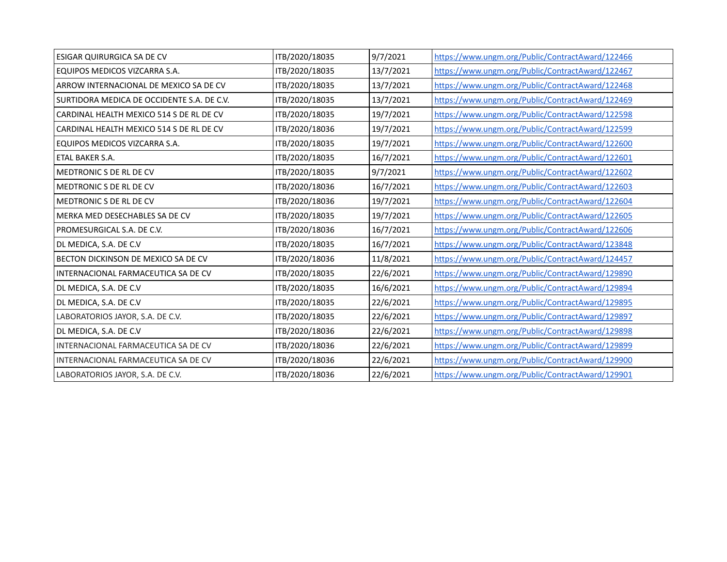| | | | |
|---|---|---|---|
| ESIGAR QUIRURGICA SA DE CV | ITB/2020/18035 | 9/7/2021 | https://www.ungm.org/Public/ContractAward/122466 |
| EQUIPOS MEDICOS VIZCARRA S.A. | ITB/2020/18035 | 13/7/2021 | https://www.ungm.org/Public/ContractAward/122467 |
| ARROW INTERNACIONAL DE MEXICO SA DE CV | ITB/2020/18035 | 13/7/2021 | https://www.ungm.org/Public/ContractAward/122468 |
| SURTIDORA MEDICA DE OCCIDENTE S.A. DE C.V. | ITB/2020/18035 | 13/7/2021 | https://www.ungm.org/Public/ContractAward/122469 |
| CARDINAL HEALTH MEXICO 514 S DE RL DE CV | ITB/2020/18035 | 19/7/2021 | https://www.ungm.org/Public/ContractAward/122598 |
| CARDINAL HEALTH MEXICO 514 S DE RL DE CV | ITB/2020/18036 | 19/7/2021 | https://www.ungm.org/Public/ContractAward/122599 |
| EQUIPOS MEDICOS VIZCARRA S.A. | ITB/2020/18035 | 19/7/2021 | https://www.ungm.org/Public/ContractAward/122600 |
| ETAL BAKER S.A. | ITB/2020/18035 | 16/7/2021 | https://www.ungm.org/Public/ContractAward/122601 |
| MEDTRONIC S DE RL DE CV | ITB/2020/18035 | 9/7/2021 | https://www.ungm.org/Public/ContractAward/122602 |
| MEDTRONIC S DE RL DE CV | ITB/2020/18036 | 16/7/2021 | https://www.ungm.org/Public/ContractAward/122603 |
| MEDTRONIC S DE RL DE CV | ITB/2020/18036 | 19/7/2021 | https://www.ungm.org/Public/ContractAward/122604 |
| MERKA MED DESECHABLES SA DE CV | ITB/2020/18035 | 19/7/2021 | https://www.ungm.org/Public/ContractAward/122605 |
| PROMESURGICAL S.A. DE C.V. | ITB/2020/18036 | 16/7/2021 | https://www.ungm.org/Public/ContractAward/122606 |
| DL MEDICA, S.A. DE C.V | ITB/2020/18035 | 16/7/2021 | https://www.ungm.org/Public/ContractAward/123848 |
| BECTON DICKINSON DE MEXICO SA DE CV | ITB/2020/18036 | 11/8/2021 | https://www.ungm.org/Public/ContractAward/124457 |
| INTERNACIONAL FARMACEUTICA SA DE CV | ITB/2020/18035 | 22/6/2021 | https://www.ungm.org/Public/ContractAward/129890 |
| DL MEDICA, S.A. DE C.V | ITB/2020/18035 | 16/6/2021 | https://www.ungm.org/Public/ContractAward/129894 |
| DL MEDICA, S.A. DE C.V | ITB/2020/18035 | 22/6/2021 | https://www.ungm.org/Public/ContractAward/129895 |
| LABORATORIOS JAYOR, S.A. DE C.V. | ITB/2020/18035 | 22/6/2021 | https://www.ungm.org/Public/ContractAward/129897 |
| DL MEDICA, S.A. DE C.V | ITB/2020/18036 | 22/6/2021 | https://www.ungm.org/Public/ContractAward/129898 |
| INTERNACIONAL FARMACEUTICA SA DE CV | ITB/2020/18036 | 22/6/2021 | https://www.ungm.org/Public/ContractAward/129899 |
| INTERNACIONAL FARMACEUTICA SA DE CV | ITB/2020/18036 | 22/6/2021 | https://www.ungm.org/Public/ContractAward/129900 |
| LABORATORIOS JAYOR, S.A. DE C.V. | ITB/2020/18036 | 22/6/2021 | https://www.ungm.org/Public/ContractAward/129901 |